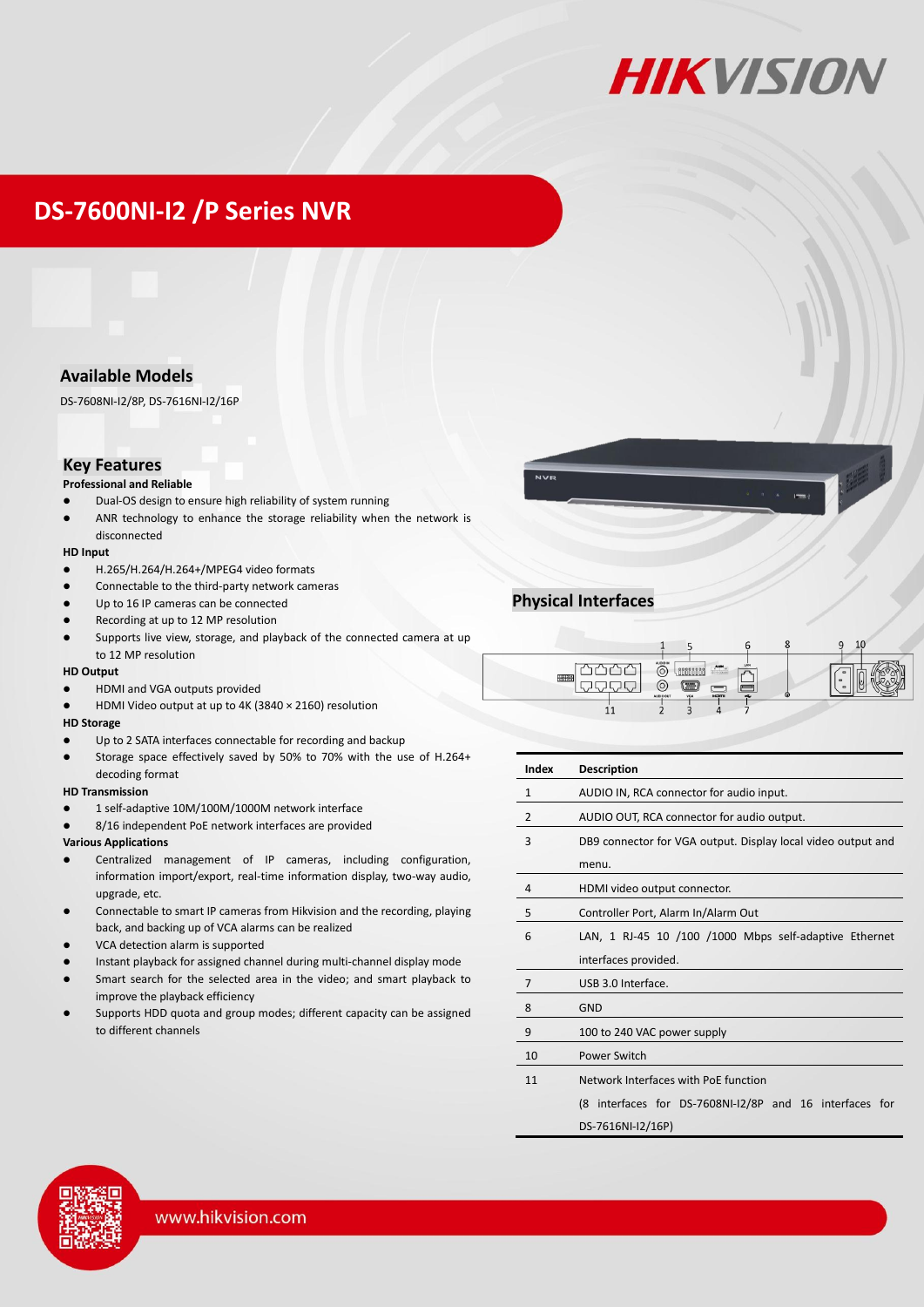# DS-7600NI-I2 /P Series NVR

## Available Models

DS-7608NI-I2/8P, DS-7616NI-I2/16P

## Key Features

**Professional and Reliable**

- Dual-OS design to ensure high reliability of system running
- ANR technology to enhance the storage reliability when the network is disconnected

**HD Input**

- H.265/H.264/H.264+/MPEG4 video formats
- Connectable to the third-party network cameras
- Up to 16 IP cameras can be connected
- Recording at up to 12 MP resolution
- Supports live view, storage, and playback of the connected camera at up to 12 MP resolution

**HD Output**

- HDMI and VGA outputs provided
- HDMI Video output at up to 4K (3840 × 2160) resolution

**HD Storage**

- Up to 2 SATA interfaces connectable for recording and backup
- Storage space effectively saved by 50% to 70% with the use of H.264+ decoding format

**HD Transmission**

- 1 self-adaptive 10M/100M/1000M network interface
- 8/16 independent PoE network interfaces are provided

**Various Applications**

- Centralized management of IP cameras, including configuration, information import/export, real-time information display, two-way audio, upgrade, etc.
- Connectable to smart IP cameras from Hikvision and the recording, playing back, and backing up of VCA alarms can be realized
- VCA detection alarm is supported
- Instant playback for assigned channel during multi-channel display mode
- Smart search for the selected area in the video; and smart playback to improve the playback efficiency
- Supports HDD quota and group modes; different capacity can be assigned to different channels

## Physical Interfaces

| Index | Description |
|---|---|
| 1 | AUDIO IN, RCA connector for audio input. |
| 2 | AUDIO OUT, RCA connector for audio output. |
| 3 | DB9 connector for VGA output. Display local video output and menu. |
| 4 | HDMI video output connector. |
| 5 | Controller Port, Alarm In/Alarm Out |
| 6 | LAN, 1 RJ-45 10 /100 /1000 Mbps self-adaptive Ethernet interfaces provided. |
| 7 | USB 3.0 Interface. |
| 8 | GND |
| 9 | 100 to 240 VAC power supply |
| 10 | Power Switch |
| 11 | Network Interfaces with PoE function (8 interfaces for DS-7608NI-I2/8P and 16 interfaces for DS-7616NI-I2/16P) |

www.hikvision.com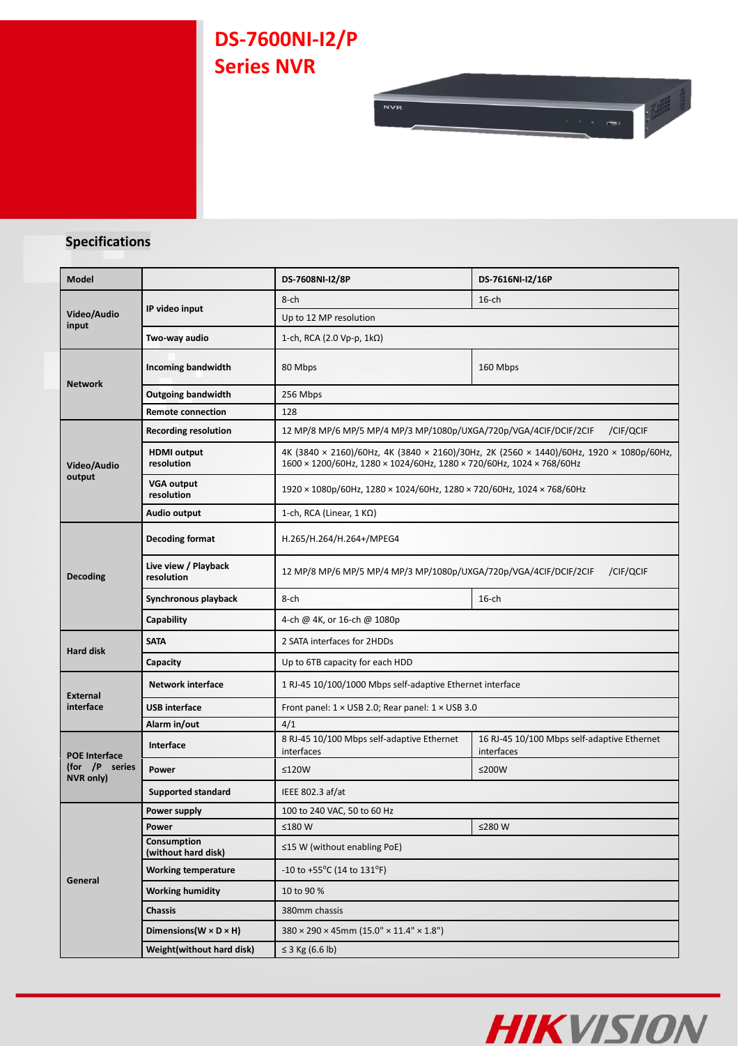# DS-7600NI-I2/P Series NVR

## Specifications

| Model | | DS-7608NI-I2/8P | DS-7616NI-I2/16P |
|---|---|---|---|
| Video/Audio input | IP video input | 8-ch | 16-ch |
| | | Up to 12 MP resolution | |
| | Two-way audio | 1-ch, RCA (2.0 Vp-p, 1kΩ) | |
| Network | Incoming bandwidth | 80 Mbps | 160 Mbps |
| | Outgoing bandwidth | 256 Mbps | |
| | Remote connection | 128 | |
| Video/Audio output | Recording resolution | 12 MP/8 MP/6 MP/5 MP/4 MP/3 MP/1080p/UXGA/720p/VGA/4CIF/DCIF/2CIF /CIF/QCIF | |
| | HDMI output resolution | 4K (3840 × 2160)/60Hz, 4K (3840 × 2160)/30Hz, 2K (2560 × 1440)/60Hz, 1920 × 1080p/60Hz, 1600 × 1200/60Hz, 1280 × 1024/60Hz, 1280 × 720/60Hz, 1024 × 768/60Hz | |
| | VGA output resolution | 1920 × 1080p/60Hz, 1280 × 1024/60Hz, 1280 × 720/60Hz, 1024 × 768/60Hz | |
| | Audio output | 1-ch, RCA (Linear, 1 KΩ) | |
| Decoding | Decoding format | H.265/H.264/H.264+/MPEG4 | |
| | Live view / Playback resolution | 12 MP/8 MP/6 MP/5 MP/4 MP/3 MP/1080p/UXGA/720p/VGA/4CIF/DCIF/2CIF /CIF/QCIF | |
| | Synchronous playback | 8-ch | 16-ch |
| | Capability | 4-ch @ 4K, or 16-ch @ 1080p | |
| Hard disk | SATA | 2 SATA interfaces for 2HDDs | |
| | Capacity | Up to 6TB capacity for each HDD | |
| External interface | Network interface | 1 RJ-45 10/100/1000 Mbps self-adaptive Ethernet interface | |
| | USB interface | Front panel: 1 × USB 2.0; Rear panel: 1 × USB 3.0 | |
| | Alarm in/out | 4/1 | |
| POE Interface (for /P series NVR only) | Interface | 8 RJ-45 10/100 Mbps self-adaptive Ethernet interfaces | 16 RJ-45 10/100 Mbps self-adaptive Ethernet interfaces |
| | Power | ≤120W | ≤200W |
| | Supported standard | IEEE 802.3 af/at | |
| General | Power supply | 100 to 240 VAC, 50 to 60 Hz | |
| | Power | ≤180 W | ≤280 W |
| | Consumption (without hard disk) | ≤15 W (without enabling PoE) | |
| | Working temperature | -10 to +55°C (14 to 131°F) | |
| | Working humidity | 10 to 90 % | |
| | Chassis | 380mm chassis | |
| | Dimensions(W × D × H) | 380 × 290 × 45mm (15.0" × 11.4" × 1.8") | |
| | Weight(without hard disk) | ≤ 3 Kg (6.6 lb) | |

HIKVISION